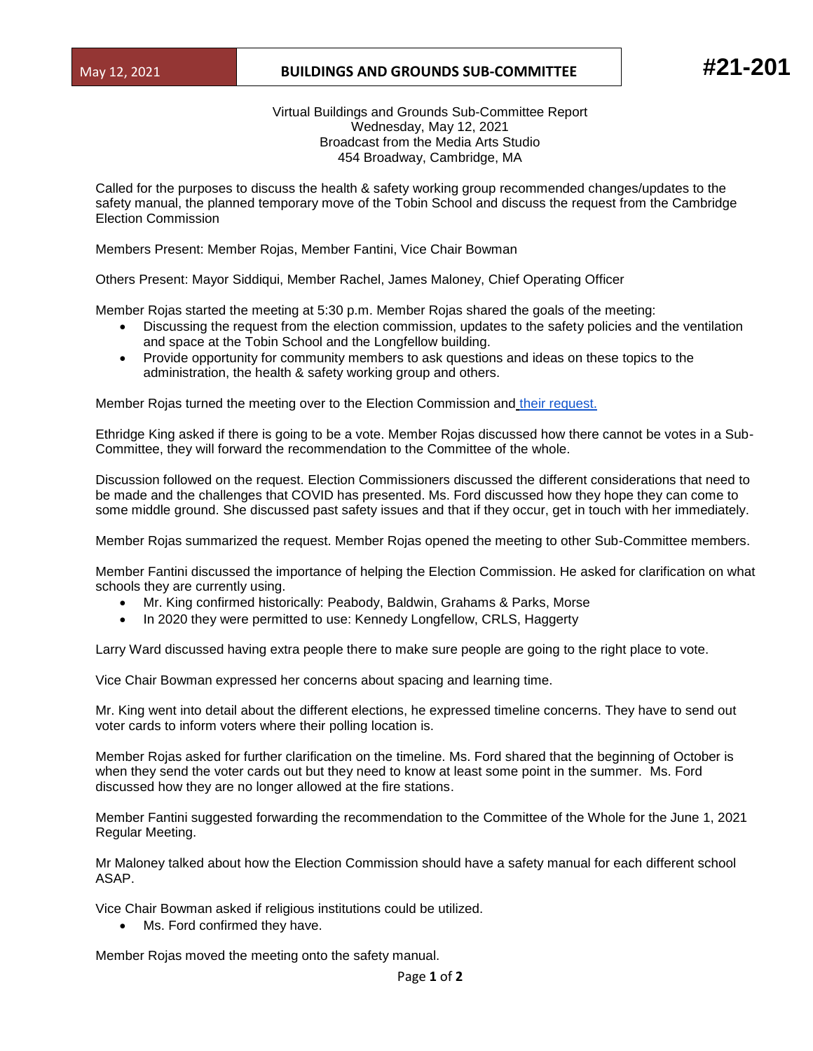May 12, 2021 | **BUILDINGS AND GROUNDS SUB-COMMITTEE** | **#21-201**

Virtual Buildings and Grounds Sub-Committee Report
Wednesday, May 12, 2021
Broadcast from the Media Arts Studio
454 Broadway, Cambridge, MA

Called for the purposes to discuss the health & safety working group recommended changes/updates to the safety manual, the planned temporary move of the Tobin School and discuss the request from the Cambridge Election Commission

Members Present: Member Rojas, Member Fantini, Vice Chair Bowman

Others Present: Mayor Siddiqui, Member Rachel, James Maloney, Chief Operating Officer

Member Rojas started the meeting at 5:30 p.m. Member Rojas shared the goals of the meeting:

- Discussing the request from the election commission, updates to the safety policies and the ventilation and space at the Tobin School and the Longfellow building.
- Provide opportunity for community members to ask questions and ideas on these topics to the administration, the health & safety working group and others.

Member Rojas turned the meeting over to the Election Commission and their request.

Ethridge King asked if there is going to be a vote. Member Rojas discussed how there cannot be votes in a Sub-Committee, they will forward the recommendation to the Committee of the whole.

Discussion followed on the request. Election Commissioners discussed the different considerations that need to be made and the challenges that COVID has presented. Ms. Ford discussed how they hope they can come to some middle ground. She discussed past safety issues and that if they occur, get in touch with her immediately.

Member Rojas summarized the request. Member Rojas opened the meeting to other Sub-Committee members.

Member Fantini discussed the importance of helping the Election Commission. He asked for clarification on what schools they are currently using.

- Mr. King confirmed historically: Peabody, Baldwin, Grahams & Parks, Morse
- In 2020 they were permitted to use: Kennedy Longfellow, CRLS, Haggerty

Larry Ward discussed having extra people there to make sure people are going to the right place to vote.

Vice Chair Bowman expressed her concerns about spacing and learning time.

Mr. King went into detail about the different elections, he expressed timeline concerns. They have to send out voter cards to inform voters where their polling location is.

Member Rojas asked for further clarification on the timeline. Ms. Ford shared that the beginning of October is when they send the voter cards out but they need to know at least some point in the summer. Ms. Ford discussed how they are no longer allowed at the fire stations.

Member Fantini suggested forwarding the recommendation to the Committee of the Whole for the June 1, 2021 Regular Meeting.

Mr Maloney talked about how the Election Commission should have a safety manual for each different school ASAP.

Vice Chair Bowman asked if religious institutions could be utilized.

- Ms. Ford confirmed they have.

Member Rojas moved the meeting onto the safety manual.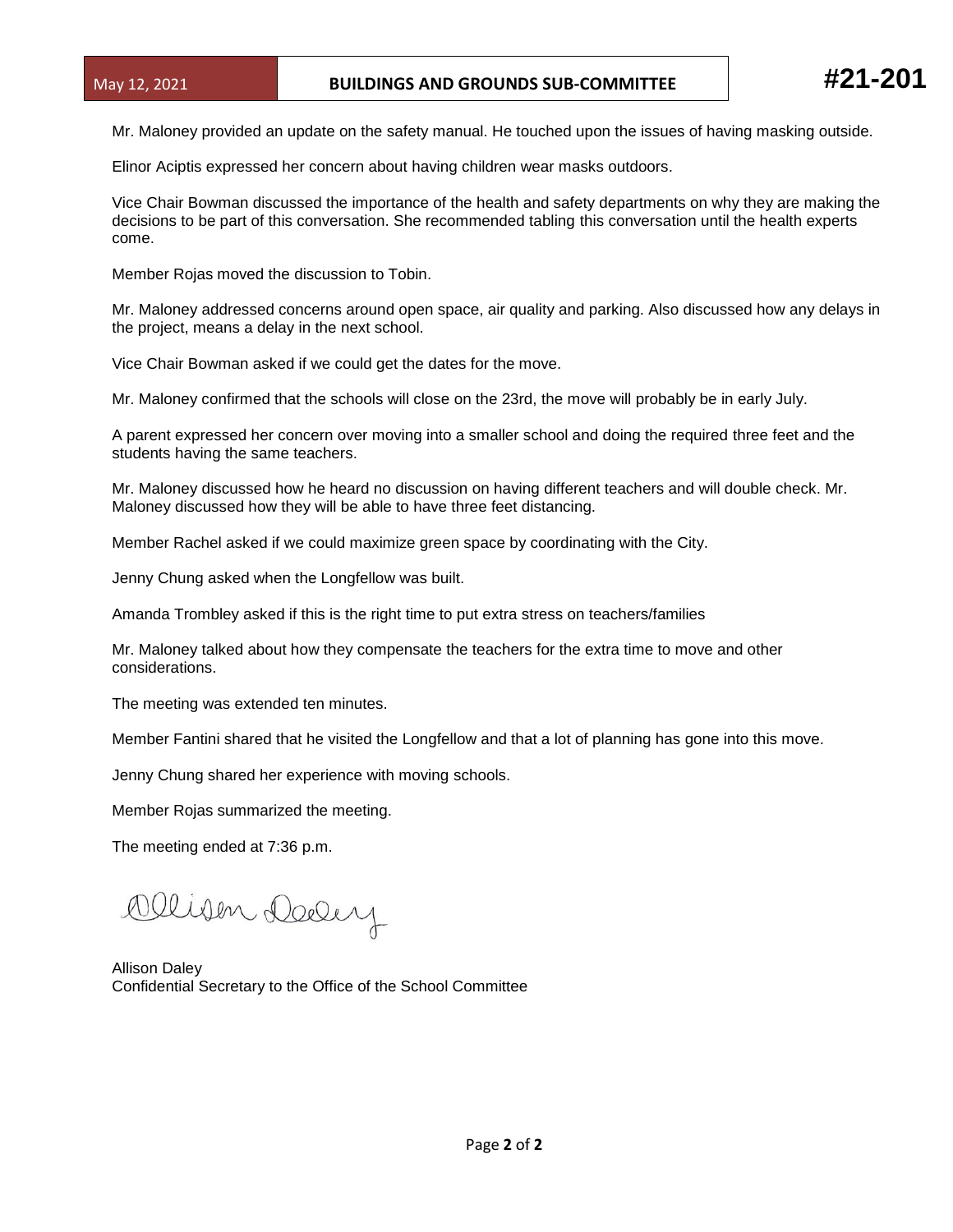Mr. Maloney provided an update on the safety manual. He touched upon the issues of having masking outside.

Elinor Aciptis expressed her concern about having children wear masks outdoors.

Vice Chair Bowman discussed the importance of the health and safety departments on why they are making the decisions to be part of this conversation. She recommended tabling this conversation until the health experts come.

Member Rojas moved the discussion to Tobin.

Mr. Maloney addressed concerns around open space, air quality and parking. Also discussed how any delays in the project, means a delay in the next school.

Vice Chair Bowman asked if we could get the dates for the move.

Mr. Maloney confirmed that the schools will close on the 23rd, the move will probably be in early July.

A parent expressed her concern over moving into a smaller school and doing the required three feet and the students having the same teachers.

Mr. Maloney discussed how he heard no discussion on having different teachers and will double check. Mr. Maloney discussed how they will be able to have three feet distancing.

Member Rachel asked if we could maximize green space by coordinating with the City.

Jenny Chung asked when the Longfellow was built.

Amanda Trombley asked if this is the right time to put extra stress on teachers/families

Mr. Maloney talked about how they compensate the teachers for the extra time to move and other considerations.

The meeting was extended ten minutes.

Member Fantini shared that he visited the Longfellow and that a lot of planning has gone into this move.

Jenny Chung shared her experience with moving schools.

Member Rojas summarized the meeting.

The meeting ended at 7:36 p.m.

Allison Daley
Confidential Secretary to the Office of the School Committee